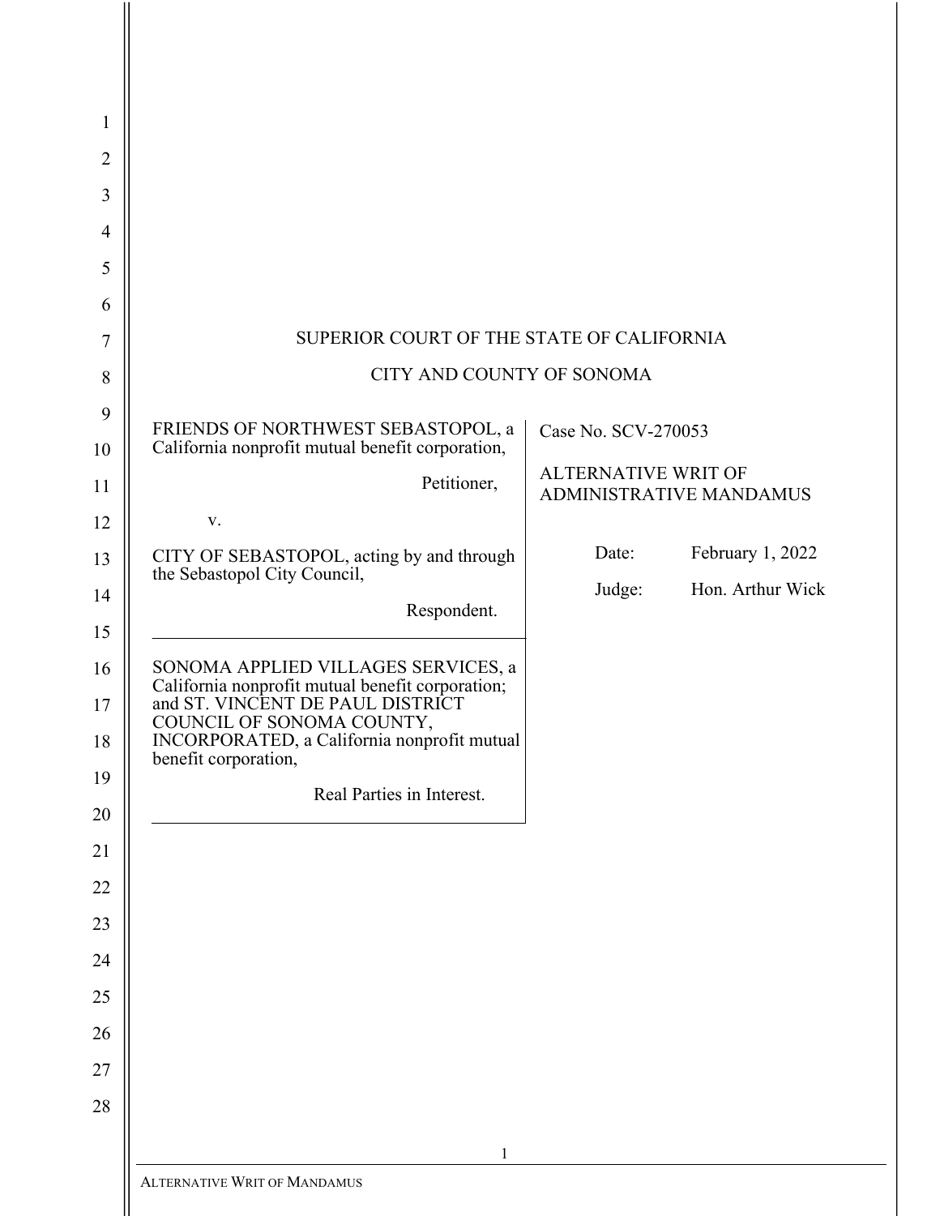SUPERIOR COURT OF THE STATE OF CALIFORNIA

CITY AND COUNTY OF SONOMA

| | |
|---|---|
| FRIENDS OF NORTHWEST SEBASTOPOL, a California nonprofit mutual benefit corporation,<br><br>Petitioner,<br><br>v.<br><br>CITY OF SEBASTOPOL, acting by and through the Sebastopol City Council,<br><br>Respondent. | Case No. SCV-270053<br><br>ALTERNATIVE WRIT OF ADMINISTRATIVE MANDAMUS<br><br>Date: February 1, 2022<br><br>Judge: Hon. Arthur Wick |
| SONOMA APPLIED VILLAGES SERVICES, a California nonprofit mutual benefit corporation; and ST. VINCENT DE PAUL DISTRICT COUNCIL OF SONOMA COUNTY, INCORPORATED, a California nonprofit mutual benefit corporation,<br><br>Real Parties in Interest. | |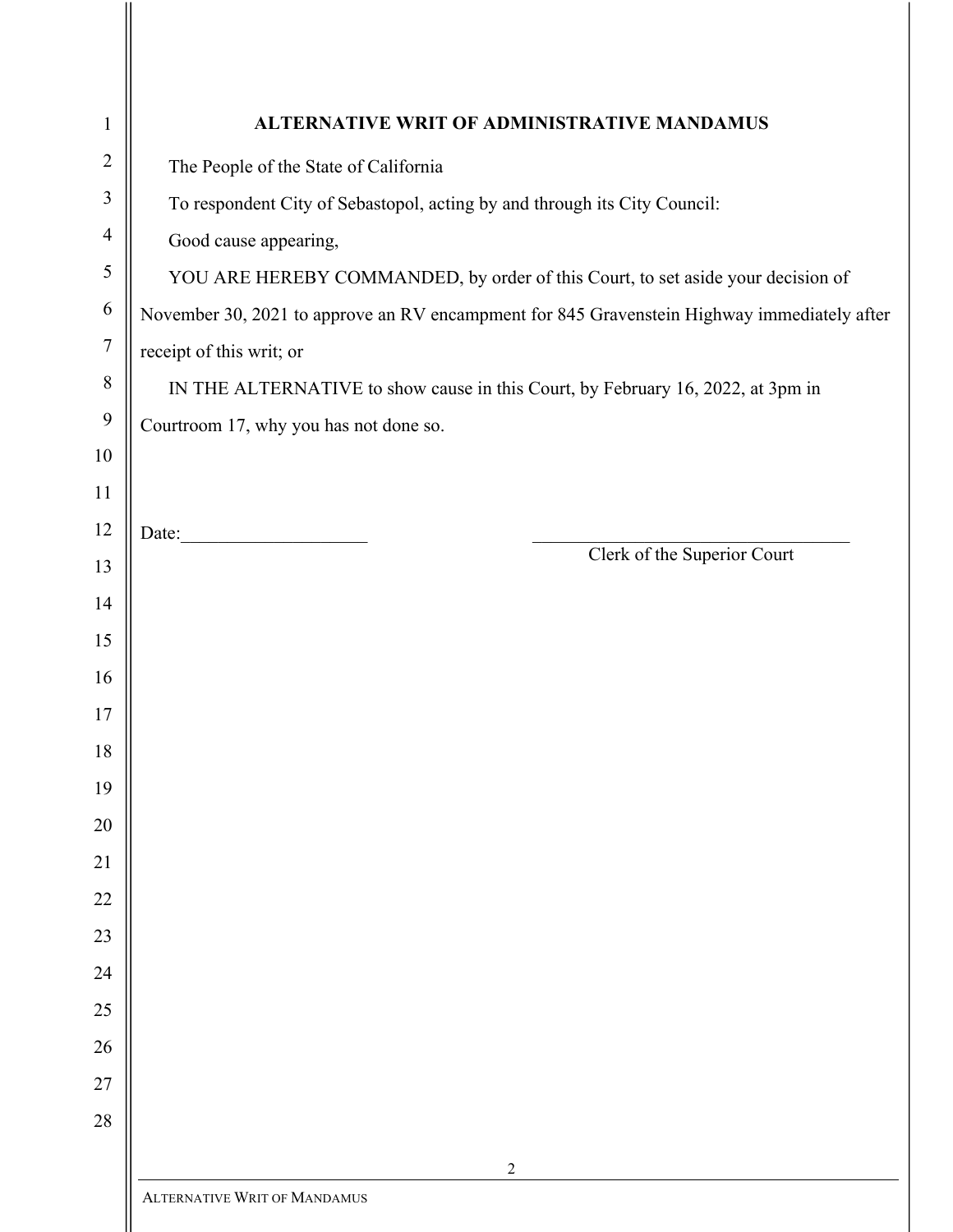**ALTERNATIVE WRIT OF ADMINISTRATIVE MANDAMUS**

The People of the State of California

To respondent City of Sebastopol, acting by and through its City Council:

Good cause appearing,

YOU ARE HEREBY COMMANDED, by order of this Court, to set aside your decision of November 30, 2021 to approve an RV encampment for 845 Gravenstein Highway immediately after receipt of this writ; or

IN THE ALTERNATIVE to show cause in this Court, by February 16, 2022, at 3pm in Courtroom 17, why you has not done so.

Date:____________________

__________________________________
Clerk of the Superior Court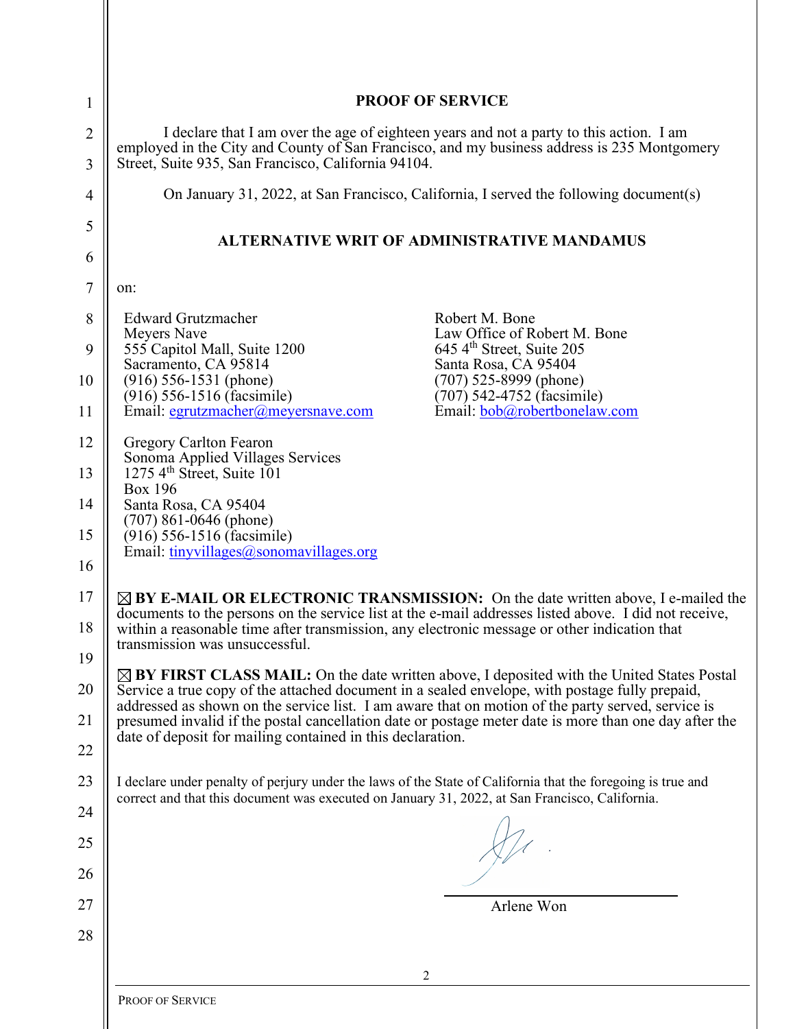## PROOF OF SERVICE

I declare that I am over the age of eighteen years and not a party to this action. I am employed in the City and County of San Francisco, and my business address is 235 Montgomery Street, Suite 935, San Francisco, California 94104.

On January 31, 2022, at San Francisco, California, I served the following document(s)

**ALTERNATIVE WRIT OF ADMINISTRATIVE MANDAMUS**

on:

Edward Grutzmacher
Meyers Nave
555 Capitol Mall, Suite 1200
Sacramento, CA 95814
(916) 556-1531 (phone)
(916) 556-1516 (facsimile)
Email: egrutzmacher@meyersnave.com

Robert M. Bone
Law Office of Robert M. Bone
645 4th Street, Suite 205
Santa Rosa, CA 95404
(707) 525-8999 (phone)
(707) 542-4752 (facsimile)
Email: bob@robertbonelaw.com

Gregory Carlton Fearon
Sonoma Applied Villages Services
1275 4th Street, Suite 101
Box 196
Santa Rosa, CA 95404
(707) 861-0646 (phone)
(916) 556-1516 (facsimile)
Email: tinyvillages@sonomavillages.org

☒ **BY E-MAIL OR ELECTRONIC TRANSMISSION:** On the date written above, I e-mailed the documents to the persons on the service list at the e-mail addresses listed above. I did not receive, within a reasonable time after transmission, any electronic message or other indication that transmission was unsuccessful.

☒ **BY FIRST CLASS MAIL:** On the date written above, I deposited with the United States Postal Service a true copy of the attached document in a sealed envelope, with postage fully prepaid, addressed as shown on the service list. I am aware that on motion of the party served, service is presumed invalid if the postal cancellation date or postage meter date is more than one day after the date of deposit for mailing contained in this declaration.

I declare under penalty of perjury under the laws of the State of California that the foregoing is true and correct and that this document was executed on January 31, 2022, at San Francisco, California.

Arlene Won